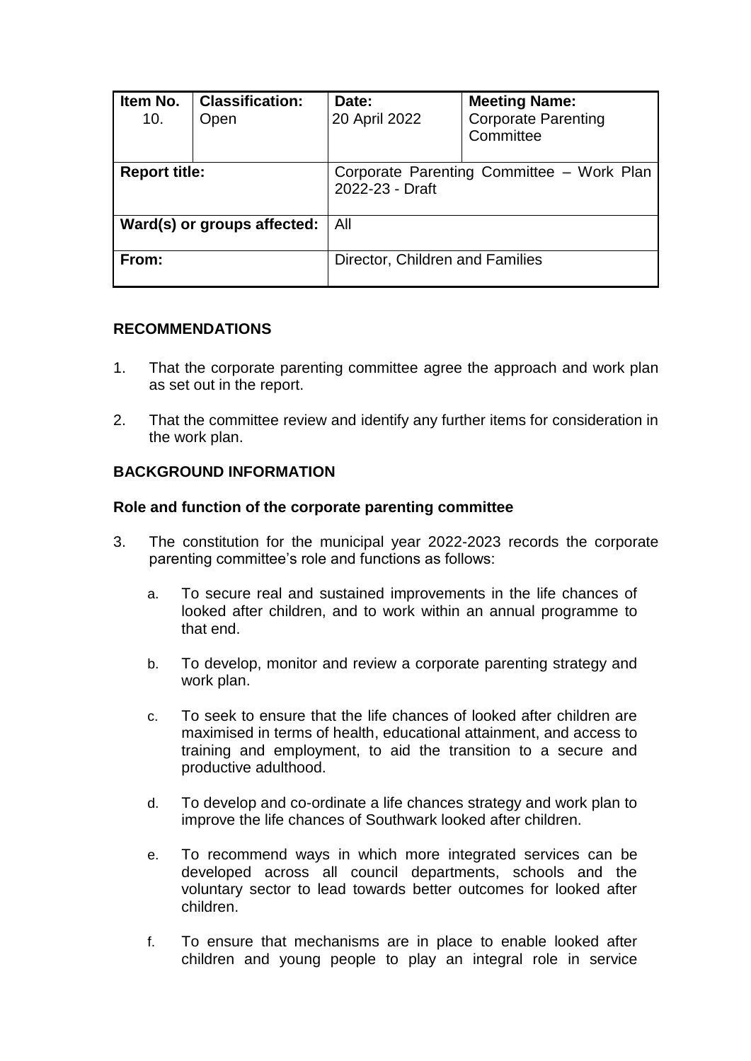| Item No. 10. | Classification: Open | Date: 20 April 2022 | Meeting Name: Corporate Parenting Committee |
|---|---|---|---|
| **Report title:** | | Corporate Parenting Committee – Work Plan 2022-23 - Draft | |
| **Ward(s) or groups affected:** | | All | |
| **From:** | | Director, Children and Families | |

## RECOMMENDATIONS

1. That the corporate parenting committee agree the approach and work plan as set out in the report.

2. That the committee review and identify any further items for consideration in the work plan.

## BACKGROUND INFORMATION

### Role and function of the corporate parenting committee

3. The constitution for the municipal year 2022-2023 records the corporate parenting committee's role and functions as follows:

   a. To secure real and sustained improvements in the life chances of looked after children, and to work within an annual programme to that end.

   b. To develop, monitor and review a corporate parenting strategy and work plan.

   c. To seek to ensure that the life chances of looked after children are maximised in terms of health, educational attainment, and access to training and employment, to aid the transition to a secure and productive adulthood.

   d. To develop and co-ordinate a life chances strategy and work plan to improve the life chances of Southwark looked after children.

   e. To recommend ways in which more integrated services can be developed across all council departments, schools and the voluntary sector to lead towards better outcomes for looked after children.

   f. To ensure that mechanisms are in place to enable looked after children and young people to play an integral role in service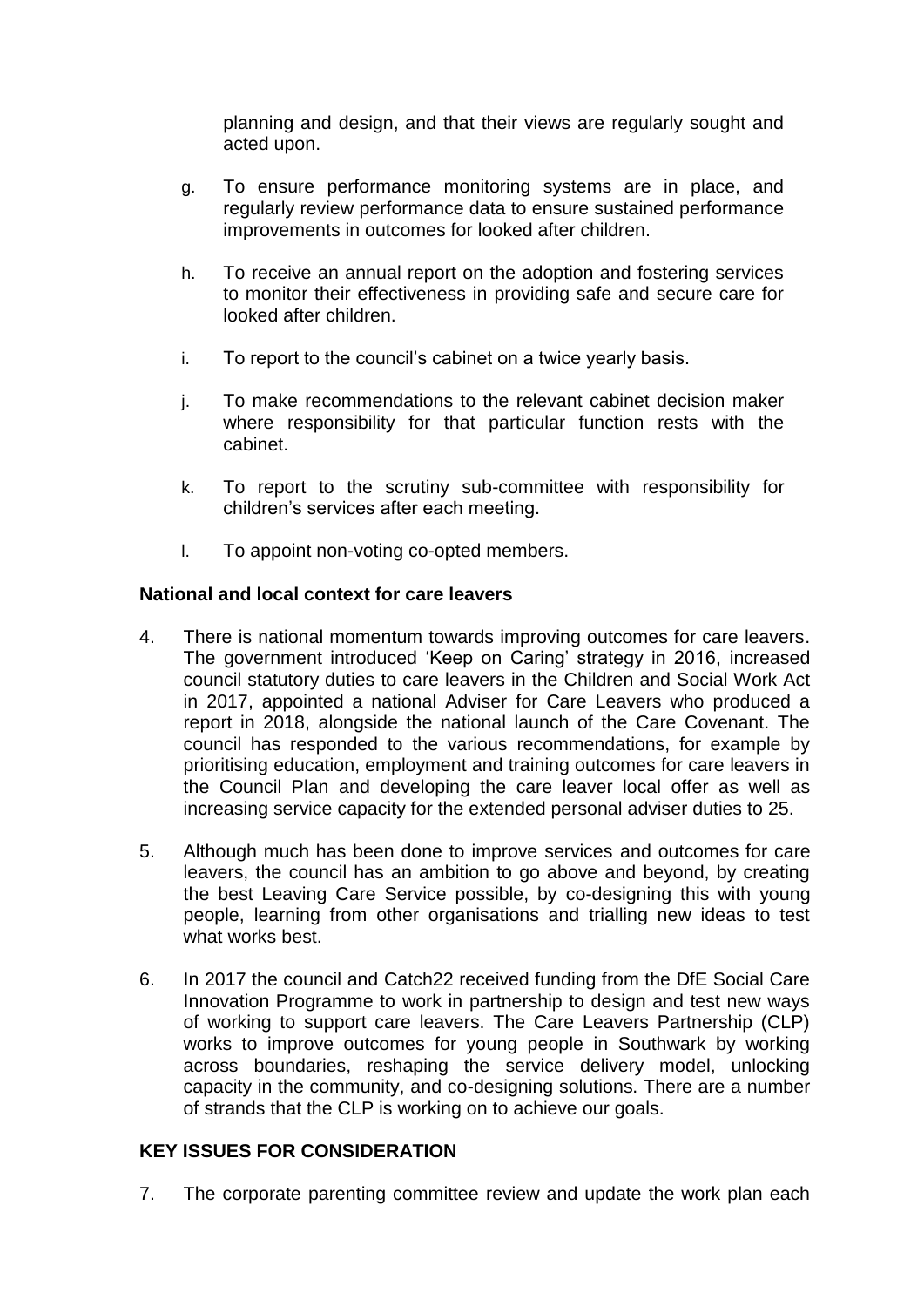planning and design, and that their views are regularly sought and acted upon.

g. To ensure performance monitoring systems are in place, and regularly review performance data to ensure sustained performance improvements in outcomes for looked after children.

h. To receive an annual report on the adoption and fostering services to monitor their effectiveness in providing safe and secure care for looked after children.

i. To report to the council's cabinet on a twice yearly basis.

j. To make recommendations to the relevant cabinet decision maker where responsibility for that particular function rests with the cabinet.

k. To report to the scrutiny sub-committee with responsibility for children's services after each meeting.

l. To appoint non-voting co-opted members.

**National and local context for care leavers**

4. There is national momentum towards improving outcomes for care leavers. The government introduced 'Keep on Caring' strategy in 2016, increased council statutory duties to care leavers in the Children and Social Work Act in 2017, appointed a national Adviser for Care Leavers who produced a report in 2018, alongside the national launch of the Care Covenant. The council has responded to the various recommendations, for example by prioritising education, employment and training outcomes for care leavers in the Council Plan and developing the care leaver local offer as well as increasing service capacity for the extended personal adviser duties to 25.

5. Although much has been done to improve services and outcomes for care leavers, the council has an ambition to go above and beyond, by creating the best Leaving Care Service possible, by co-designing this with young people, learning from other organisations and trialling new ideas to test what works best.

6. In 2017 the council and Catch22 received funding from the DfE Social Care Innovation Programme to work in partnership to design and test new ways of working to support care leavers. The Care Leavers Partnership (CLP) works to improve outcomes for young people in Southwark by working across boundaries, reshaping the service delivery model, unlocking capacity in the community, and co-designing solutions. There are a number of strands that the CLP is working on to achieve our goals.

**KEY ISSUES FOR CONSIDERATION**

7. The corporate parenting committee review and update the work plan each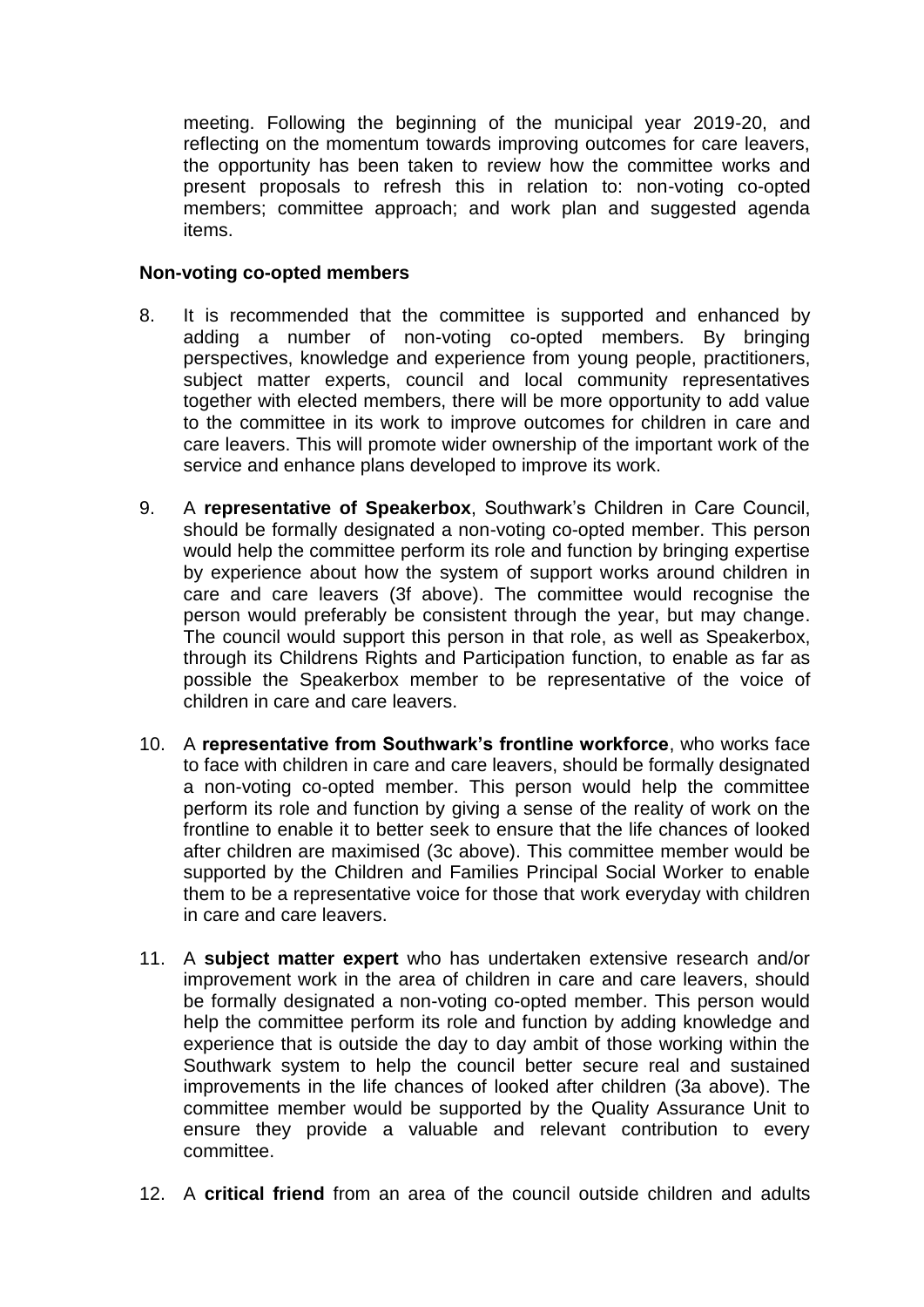meeting. Following the beginning of the municipal year 2019-20, and reflecting on the momentum towards improving outcomes for care leavers, the opportunity has been taken to review how the committee works and present proposals to refresh this in relation to: non-voting co-opted members; committee approach; and work plan and suggested agenda items.

**Non-voting co-opted members**

8. It is recommended that the committee is supported and enhanced by adding a number of non-voting co-opted members. By bringing perspectives, knowledge and experience from young people, practitioners, subject matter experts, council and local community representatives together with elected members, there will be more opportunity to add value to the committee in its work to improve outcomes for children in care and care leavers. This will promote wider ownership of the important work of the service and enhance plans developed to improve its work.

9. A **representative of Speakerbox**, Southwark's Children in Care Council, should be formally designated a non-voting co-opted member. This person would help the committee perform its role and function by bringing expertise by experience about how the system of support works around children in care and care leavers (3f above). The committee would recognise the person would preferably be consistent through the year, but may change. The council would support this person in that role, as well as Speakerbox, through its Childrens Rights and Participation function, to enable as far as possible the Speakerbox member to be representative of the voice of children in care and care leavers.

10. A **representative from Southwark's frontline workforce**, who works face to face with children in care and care leavers, should be formally designated a non-voting co-opted member. This person would help the committee perform its role and function by giving a sense of the reality of work on the frontline to enable it to better seek to ensure that the life chances of looked after children are maximised (3c above). This committee member would be supported by the Children and Families Principal Social Worker to enable them to be a representative voice for those that work everyday with children in care and care leavers.

11. A **subject matter expert** who has undertaken extensive research and/or improvement work in the area of children in care and care leavers, should be formally designated a non-voting co-opted member. This person would help the committee perform its role and function by adding knowledge and experience that is outside the day to day ambit of those working within the Southwark system to help the council better secure real and sustained improvements in the life chances of looked after children (3a above). The committee member would be supported by the Quality Assurance Unit to ensure they provide a valuable and relevant contribution to every committee.

12. A **critical friend** from an area of the council outside children and adults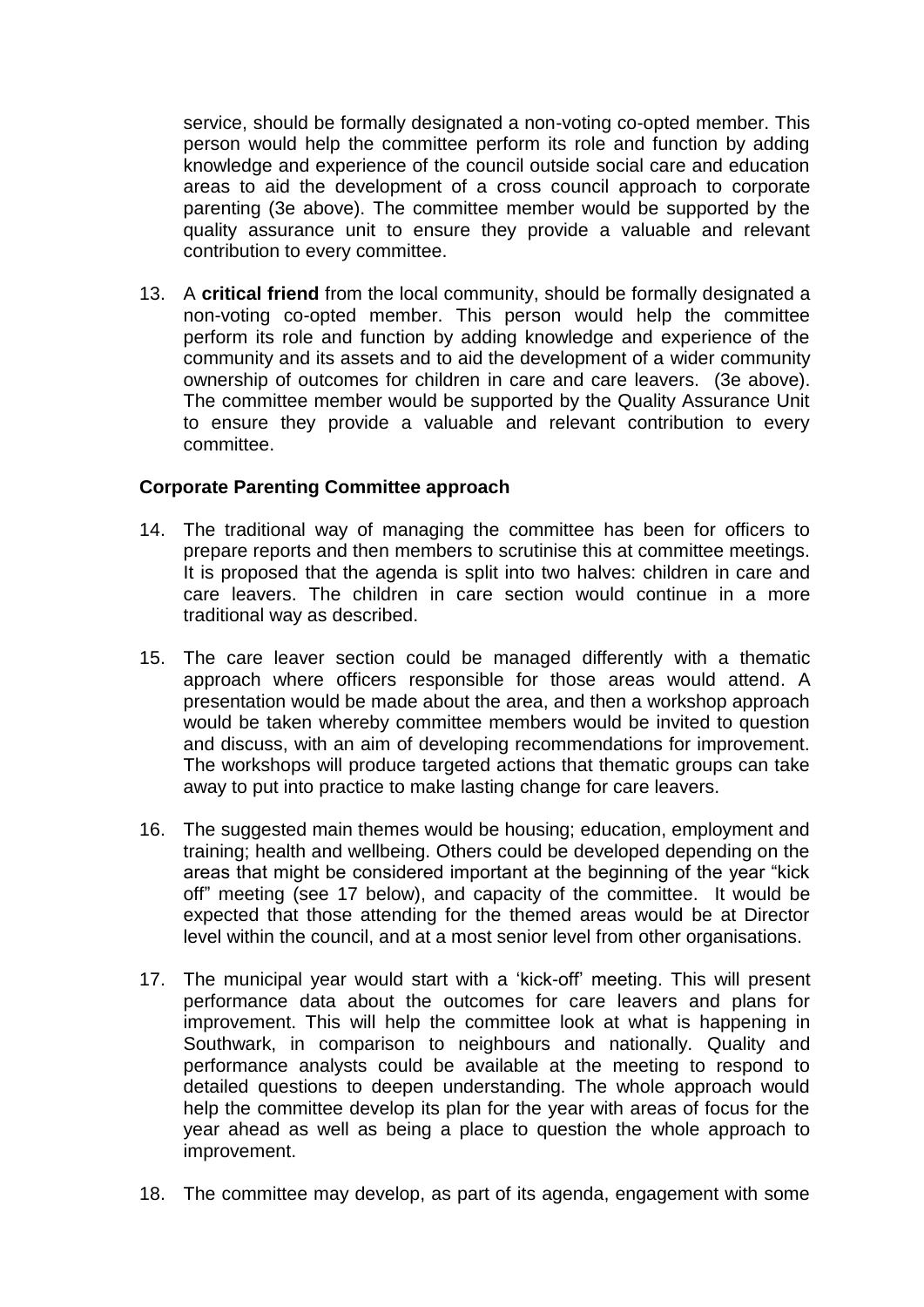service, should be formally designated a non-voting co-opted member. This person would help the committee perform its role and function by adding knowledge and experience of the council outside social care and education areas to aid the development of a cross council approach to corporate parenting (3e above). The committee member would be supported by the quality assurance unit to ensure they provide a valuable and relevant contribution to every committee.

13. A **critical friend** from the local community, should be formally designated a non-voting co-opted member. This person would help the committee perform its role and function by adding knowledge and experience of the community and its assets and to aid the development of a wider community ownership of outcomes for children in care and care leavers. (3e above). The committee member would be supported by the Quality Assurance Unit to ensure they provide a valuable and relevant contribution to every committee.

**Corporate Parenting Committee approach**

14. The traditional way of managing the committee has been for officers to prepare reports and then members to scrutinise this at committee meetings. It is proposed that the agenda is split into two halves: children in care and care leavers. The children in care section would continue in a more traditional way as described.

15. The care leaver section could be managed differently with a thematic approach where officers responsible for those areas would attend. A presentation would be made about the area, and then a workshop approach would be taken whereby committee members would be invited to question and discuss, with an aim of developing recommendations for improvement. The workshops will produce targeted actions that thematic groups can take away to put into practice to make lasting change for care leavers.

16. The suggested main themes would be housing; education, employment and training; health and wellbeing. Others could be developed depending on the areas that might be considered important at the beginning of the year "kick off" meeting (see 17 below), and capacity of the committee. It would be expected that those attending for the themed areas would be at Director level within the council, and at a most senior level from other organisations.

17. The municipal year would start with a 'kick-off' meeting. This will present performance data about the outcomes for care leavers and plans for improvement. This will help the committee look at what is happening in Southwark, in comparison to neighbours and nationally. Quality and performance analysts could be available at the meeting to respond to detailed questions to deepen understanding. The whole approach would help the committee develop its plan for the year with areas of focus for the year ahead as well as being a place to question the whole approach to improvement.

18. The committee may develop, as part of its agenda, engagement with some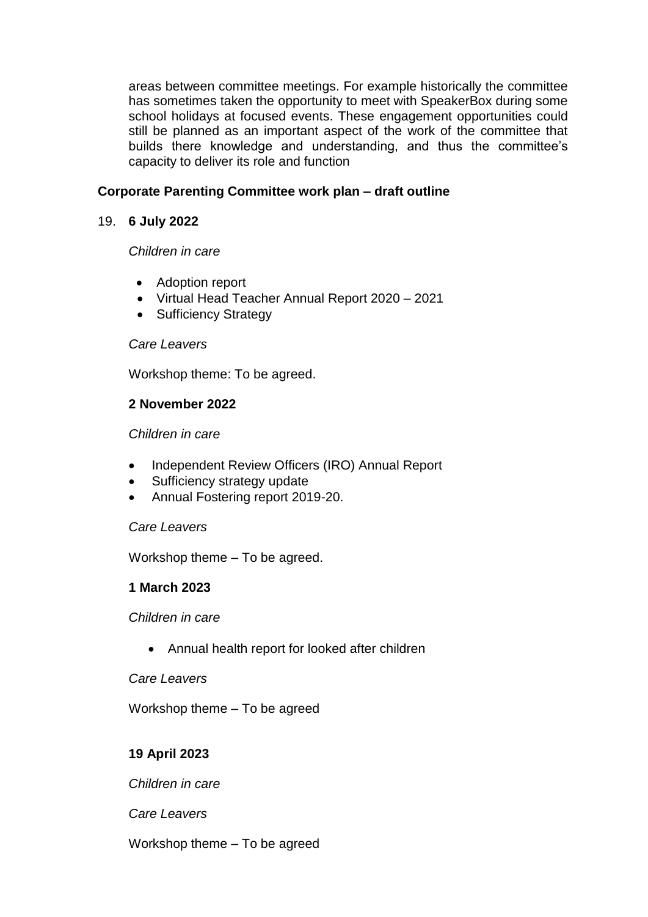areas between committee meetings. For example historically the committee has sometimes taken the opportunity to meet with SpeakerBox during some school holidays at focused events. These engagement opportunities could still be planned as an important aspect of the work of the committee that builds there knowledge and understanding, and thus the committee's capacity to deliver its role and function

**Corporate Parenting Committee work plan – draft outline**

19. **6 July 2022**

*Children in care*

- Adoption report
- Virtual Head Teacher Annual Report 2020 – 2021
- Sufficiency Strategy

*Care Leavers*

Workshop theme: To be agreed.

**2 November 2022**

*Children in care*

- Independent Review Officers (IRO) Annual Report
- Sufficiency strategy update
- Annual Fostering report 2019-20.

*Care Leavers*

Workshop theme – To be agreed.

**1 March 2023**

*Children in care*

- Annual health report for looked after children

*Care Leavers*

Workshop theme – To be agreed

**19 April 2023**

*Children in care*

*Care Leavers*

Workshop theme – To be agreed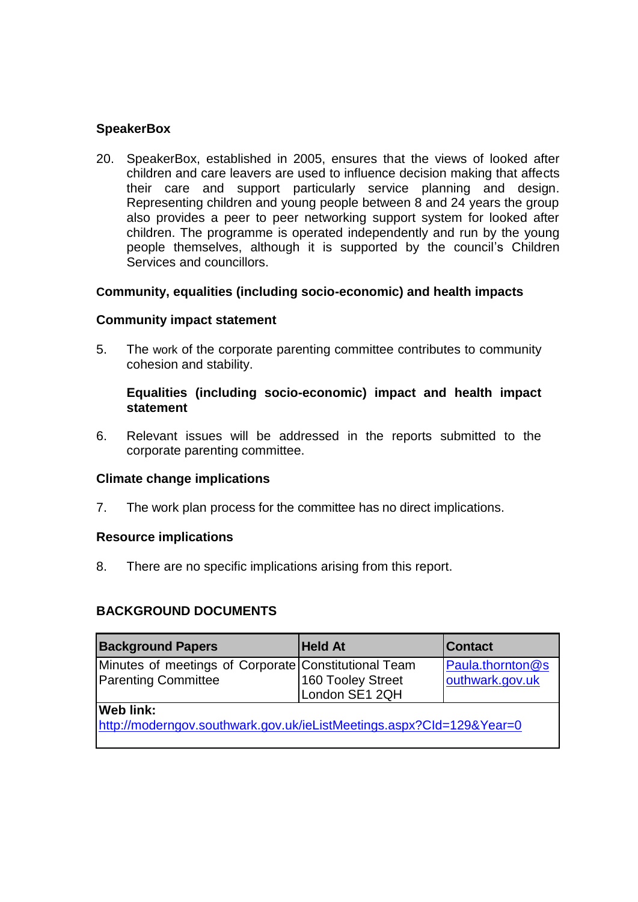**SpeakerBox**

20. SpeakerBox, established in 2005, ensures that the views of looked after children and care leavers are used to influence decision making that affects their care and support particularly service planning and design. Representing children and young people between 8 and 24 years the group also provides a peer to peer networking support system for looked after children. The programme is operated independently and run by the young people themselves, although it is supported by the council's Children Services and councillors.

**Community, equalities (including socio-economic) and health impacts**

**Community impact statement**

5. The work of the corporate parenting committee contributes to community cohesion and stability.

**Equalities (including socio-economic) impact and health impact statement**

6. Relevant issues will be addressed in the reports submitted to the corporate parenting committee.

**Climate change implications**

7. The work plan process for the committee has no direct implications.

**Resource implications**

8. There are no specific implications arising from this report.

**BACKGROUND DOCUMENTS**

| Background Papers | Held At | Contact |
| --- | --- | --- |
| Minutes of meetings of Corporate Parenting Committee | Constitutional Team<br>160 Tooley Street<br>London SE1 2QH | Paula.thornton@southwark.gov.uk |
| **Web link:**<br>http://moderngov.southwark.gov.uk/ieListMeetings.aspx?CId=129&Year=0 | | |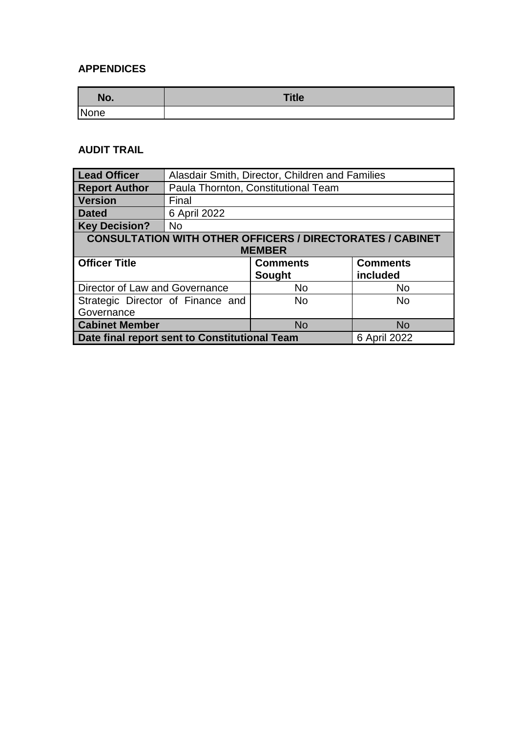**APPENDICES**

| No. | Title |
|---|---|
| None | |

**AUDIT TRAIL**

| | | | |
|---|---|---|---|
| **Lead Officer** | Alasdair Smith, Director, Children and Families | | |
| **Report Author** | Paula Thornton, Constitutional Team | | |
| **Version** | Final | | |
| **Dated** | 6 April 2022 | | |
| **Key Decision?** | No | | |
| **CONSULTATION WITH OTHER OFFICERS / DIRECTORATES / CABINET MEMBER** | | | |
| **Officer Title** | | **Comments Sought** | **Comments included** |
| Director of Law and Governance | | No | No |
| Strategic Director of Finance and Governance | | No | No |
| **Cabinet Member** | | No | No |
| **Date final report sent to Constitutional Team** | | | 6 April 2022 |